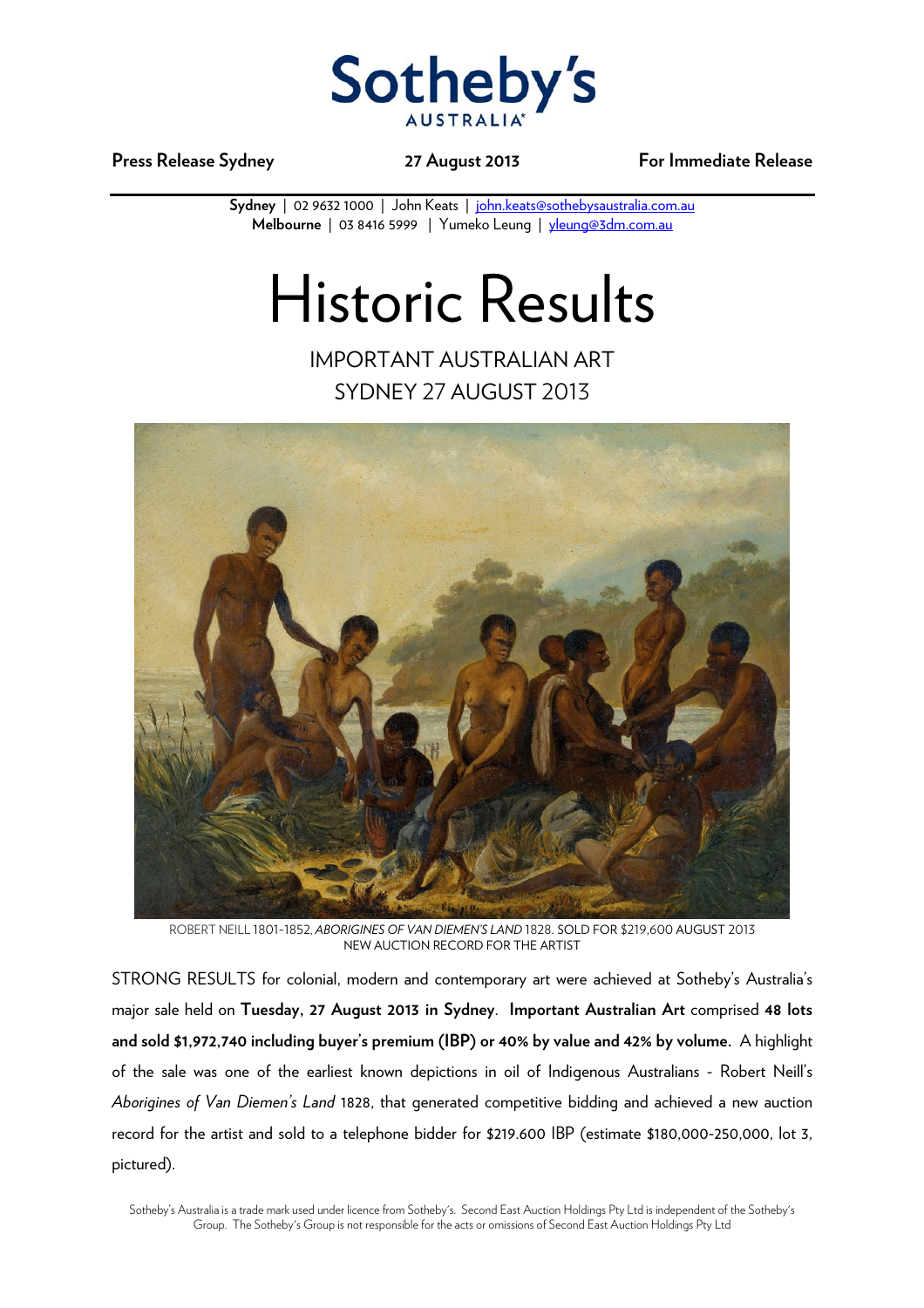Sotheby's AUSTRALIA

**Press Release Sydney** **27 August 2013** **For Immediate Release**

**Sydney** | 02 9632 1000 | John Keats | john.keats@sothebysaustralia.com.au
**Melbourne** | 03 8416 5999 | Yumeko Leung | yleung@3dm.com.au

# Historic Results

## IMPORTANT AUSTRALIAN ART
## SYDNEY 27 AUGUST 2013

ROBERT NEILL 1801-1852, *ABORIGINES OF VAN DIEMEN'S LAND* 1828. SOLD FOR $219,600 AUGUST 2013
NEW AUCTION RECORD FOR THE ARTIST

STRONG RESULTS for colonial, modern and contemporary art were achieved at Sotheby's Australia's major sale held on **Tuesday, 27 August 2013 in Sydney**. **Important Australian Art** comprised **48 lots and sold $1,972,740 including buyer's premium (IBP) or 40% by value and 42% by volume.** A highlight of the sale was one of the earliest known depictions in oil of Indigenous Australians - Robert Neill's *Aborigines of Van Diemen's Land* 1828, that generated competitive bidding and achieved a new auction record for the artist and sold to a telephone bidder for $219.600 IBP (estimate $180,000-250,000, lot 3, pictured).

Sotheby's Australia is a trade mark used under licence from Sotheby's. Second East Auction Holdings Pty Ltd is independent of the Sotheby's Group. The Sotheby's Group is not responsible for the acts or omissions of Second East Auction Holdings Pty Ltd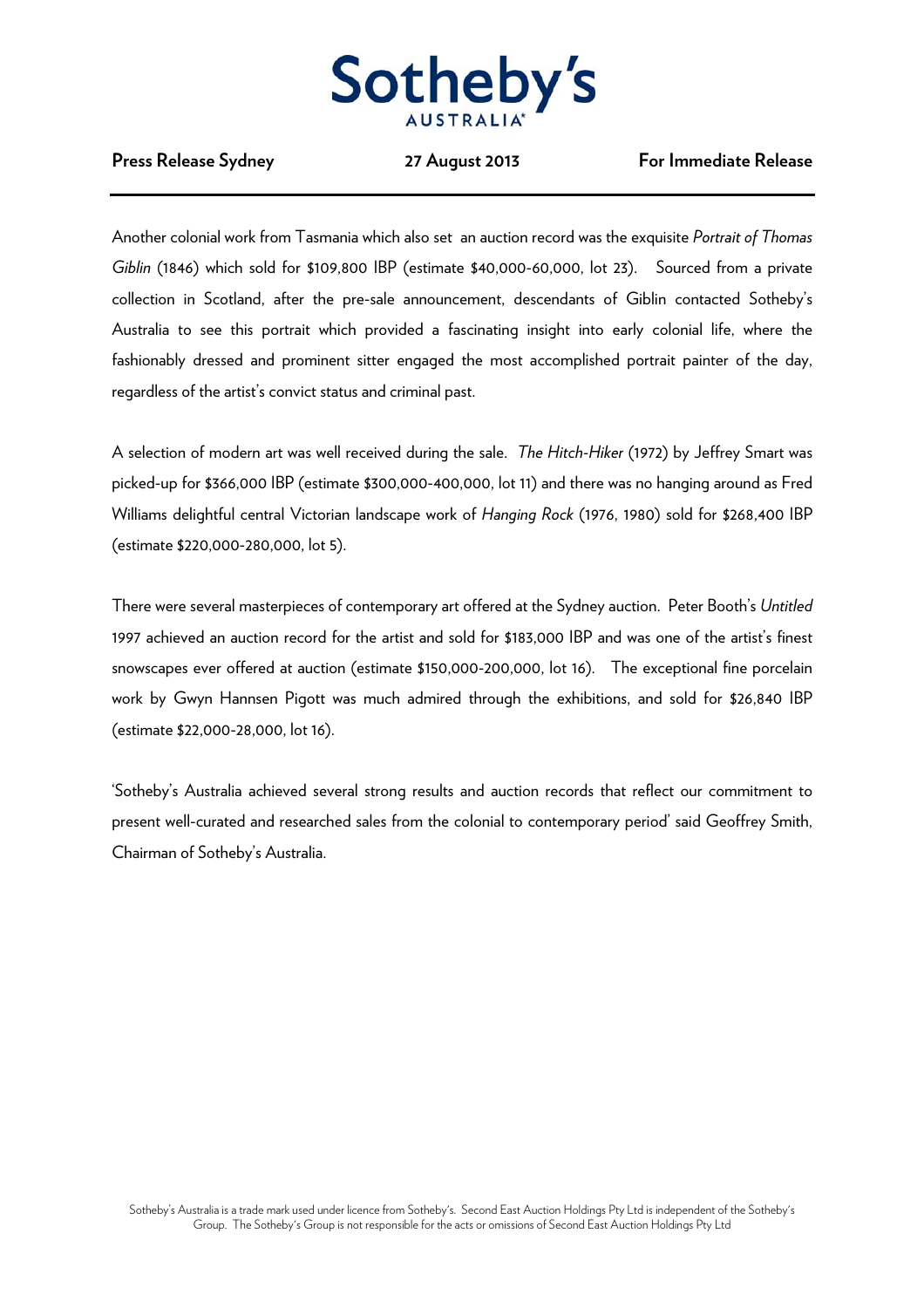**Press Release Sydney** **27 August 2013** **For Immediate Release**

Another colonial work from Tasmania which also set an auction record was the exquisite *Portrait of Thomas Giblin* (1846) which sold for $109,800 IBP (estimate $40,000-60,000, lot 23). Sourced from a private collection in Scotland, after the pre-sale announcement, descendants of Giblin contacted Sotheby's Australia to see this portrait which provided a fascinating insight into early colonial life, where the fashionably dressed and prominent sitter engaged the most accomplished portrait painter of the day, regardless of the artist's convict status and criminal past.

A selection of modern art was well received during the sale. *The Hitch-Hiker* (1972) by Jeffrey Smart was picked-up for $366,000 IBP (estimate $300,000-400,000, lot 11) and there was no hanging around as Fred Williams delightful central Victorian landscape work of *Hanging Rock* (1976, 1980) sold for $268,400 IBP (estimate $220,000-280,000, lot 5).

There were several masterpieces of contemporary art offered at the Sydney auction. Peter Booth's *Untitled* 1997 achieved an auction record for the artist and sold for $183,000 IBP and was one of the artist's finest snowscapes ever offered at auction (estimate $150,000-200,000, lot 16). The exceptional fine porcelain work by Gwyn Hannsen Pigott was much admired through the exhibitions, and sold for $26,840 IBP (estimate $22,000-28,000, lot 16).

'Sotheby's Australia achieved several strong results and auction records that reflect our commitment to present well-curated and researched sales from the colonial to contemporary period' said Geoffrey Smith, Chairman of Sotheby's Australia.

Sotheby's Australia is a trade mark used under licence from Sotheby's. Second East Auction Holdings Pty Ltd is independent of the Sotheby's Group. The Sotheby's Group is not responsible for the acts or omissions of Second East Auction Holdings Pty Ltd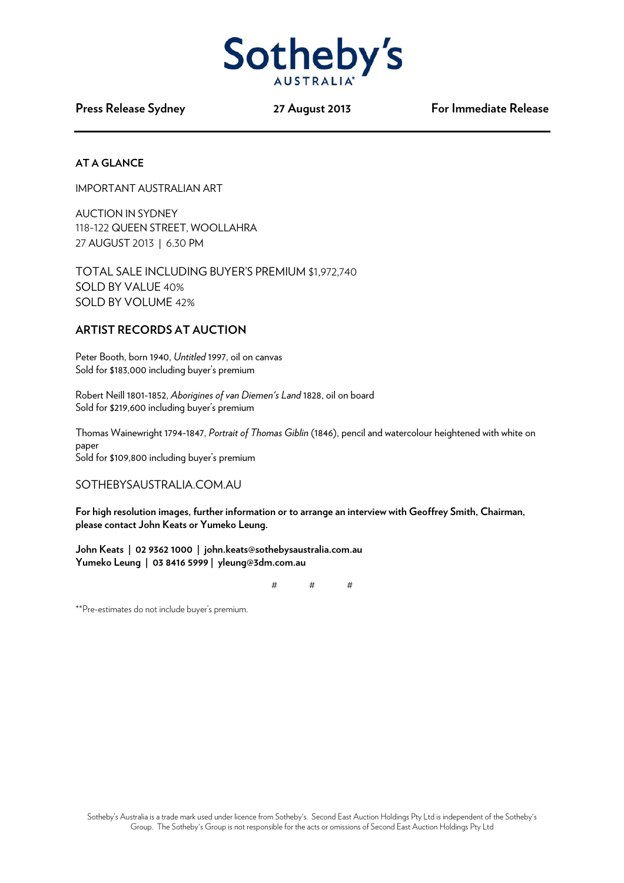**Press Release Sydney** **27 August 2013** **For Immediate Release**

**AT A GLANCE**

IMPORTANT AUSTRALIAN ART

AUCTION IN SYDNEY
118-122 QUEEN STREET, WOOLLAHRA
27 AUGUST 2013 | 6.30 PM

TOTAL SALE INCLUDING BUYER'S PREMIUM $1,972,740
SOLD BY VALUE 40%
SOLD BY VOLUME 42%

## ARTIST RECORDS AT AUCTION

Peter Booth, born 1940, *Untitled* 1997, oil on canvas
Sold for $183,000 including buyer's premium

Robert Neill 1801-1852, *Aborigines of van Diemen's Land* 1828, oil on board
Sold for $219,600 including buyer's premium

Thomas Wainewright 1794-1847, *Portrait of Thomas Giblin* (1846), pencil and watercolour heightened with white on paper
Sold for $109,800 including buyer's premium

SOTHEBYSAUSTRALIA.COM.AU

**For high resolution images, further information or to arrange an interview with Geoffrey Smith, Chairman, please contact John Keats or Yumeko Leung.**

**John Keats | 02 9362 1000 | john.keats@sothebysaustralia.com.au**
**Yumeko Leung | 03 8416 5999 | yleung@3dm.com.au**

# # #

**Pre-estimates do not include buyer's premium.

Sotheby's Australia is a trade mark used under licence from Sotheby's. Second East Auction Holdings Pty Ltd is independent of the Sotheby's Group. The Sotheby's Group is not responsible for the acts or omissions of Second East Auction Holdings Pty Ltd